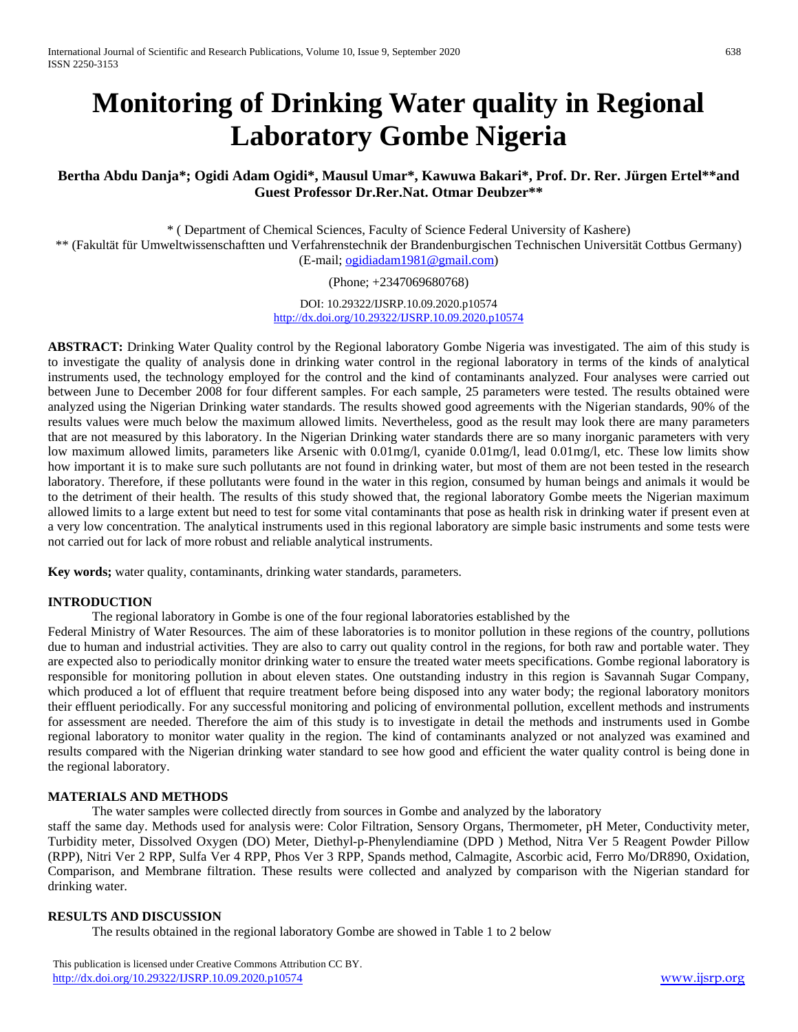# Monitoring of Drinking Water quality in Regional Laboratory Gombe Nigeria

**Bertha Abdu Danja*; Ogidi Adam Ogidi*, Mausul Umar*, Kawuwa Bakari*, Prof. Dr. Rer. Jürgen Ertel**and Guest Professor Dr.Rer.Nat. Otmar Deubzer****

* ( Department of Chemical Sciences, Faculty of Science Federal University of Kashere)
** (Fakultät für Umweltwissenschaftten und Verfahrenstechnik der Brandenburgischen Technischen Universität Cottbus Germany)
(E-mail; ogidiadam1981@gmail.com)

(Phone; +2347069680768)

DOI: 10.29322/IJSRP.10.09.2020.p10574
http://dx.doi.org/10.29322/IJSRP.10.09.2020.p10574

**ABSTRACT:** Drinking Water Quality control by the Regional laboratory Gombe Nigeria was investigated. The aim of this study is to investigate the quality of analysis done in drinking water control in the regional laboratory in terms of the kinds of analytical instruments used, the technology employed for the control and the kind of contaminants analyzed. Four analyses were carried out between June to December 2008 for four different samples. For each sample, 25 parameters were tested. The results obtained were analyzed using the Nigerian Drinking water standards. The results showed good agreements with the Nigerian standards, 90% of the results values were much below the maximum allowed limits. Nevertheless, good as the result may look there are many parameters that are not measured by this laboratory. In the Nigerian Drinking water standards there are so many inorganic parameters with very low maximum allowed limits, parameters like Arsenic with 0.01mg/l, cyanide 0.01mg/l, lead 0.01mg/l, etc. These low limits show how important it is to make sure such pollutants are not found in drinking water, but most of them are not been tested in the research laboratory. Therefore, if these pollutants were found in the water in this region, consumed by human beings and animals it would be to the detriment of their health. The results of this study showed that, the regional laboratory Gombe meets the Nigerian maximum allowed limits to a large extent but need to test for some vital contaminants that pose as health risk in drinking water if present even at a very low concentration. The analytical instruments used in this regional laboratory are simple basic instruments and some tests were not carried out for lack of more robust and reliable analytical instruments.

**Key words;** water quality, contaminants, drinking water standards, parameters.

## INTRODUCTION

The regional laboratory in Gombe is one of the four regional laboratories established by the Federal Ministry of Water Resources. The aim of these laboratories is to monitor pollution in these regions of the country, pollutions due to human and industrial activities. They are also to carry out quality control in the regions, for both raw and portable water. They are expected also to periodically monitor drinking water to ensure the treated water meets specifications. Gombe regional laboratory is responsible for monitoring pollution in about eleven states. One outstanding industry in this region is Savannah Sugar Company, which produced a lot of effluent that require treatment before being disposed into any water body; the regional laboratory monitors their effluent periodically. For any successful monitoring and policing of environmental pollution, excellent methods and instruments for assessment are needed. Therefore the aim of this study is to investigate in detail the methods and instruments used in Gombe regional laboratory to monitor water quality in the region. The kind of contaminants analyzed or not analyzed was examined and results compared with the Nigerian drinking water standard to see how good and efficient the water quality control is being done in the regional laboratory.

## MATERIALS AND METHODS

The water samples were collected directly from sources in Gombe and analyzed by the laboratory staff the same day. Methods used for analysis were: Color Filtration, Sensory Organs, Thermometer, pH Meter, Conductivity meter, Turbidity meter, Dissolved Oxygen (DO) Meter, Diethyl-p-Phenylendiamine (DPD ) Method, Nitra Ver 5 Reagent Powder Pillow (RPP), Nitri Ver 2 RPP, Sulfa Ver 4 RPP, Phos Ver 3 RPP, Spands method, Calmagite, Ascorbic acid, Ferro Mo/DR890, Oxidation, Comparison, and Membrane filtration. These results were collected and analyzed by comparison with the Nigerian standard for drinking water.

## RESULTS AND DISCUSSION

The results obtained in the regional laboratory Gombe are showed in Table 1 to 2 below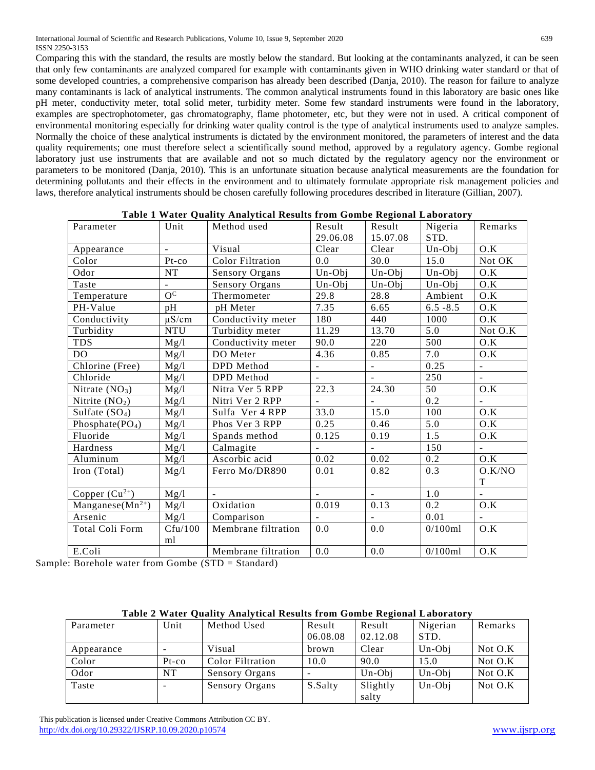Comparing this with the standard, the results are mostly below the standard. But looking at the contaminants analyzed, it can be seen that only few contaminants are analyzed compared for example with contaminants given in WHO drinking water standard or that of some developed countries, a comprehensive comparison has already been described (Danja, 2010). The reason for failure to analyze many contaminants is lack of analytical instruments. The common analytical instruments found in this laboratory are basic ones like pH meter, conductivity meter, total solid meter, turbidity meter. Some few standard instruments were found in the laboratory, examples are spectrophotometer, gas chromatography, flame photometer, etc, but they were not in used. A critical component of environmental monitoring especially for drinking water quality control is the type of analytical instruments used to analyze samples. Normally the choice of these analytical instruments is dictated by the environment monitored, the parameters of interest and the data quality requirements; one must therefore select a scientifically sound method, approved by a regulatory agency. Gombe regional laboratory just use instruments that are available and not so much dictated by the regulatory agency nor the environment or parameters to be monitored (Danja, 2010). This is an unfortunate situation because analytical measurements are the foundation for determining pollutants and their effects in the environment and to ultimately formulate appropriate risk management policies and laws, therefore analytical instruments should be chosen carefully following procedures described in literature (Gillian, 2007).

**Table 1 Water Quality Analytical Results from Gombe Regional Laboratory**

| Parameter | Unit | Method used | Result 29.06.08 | Result 15.07.08 | Nigeria STD. | Remarks |
|---|---|---|---|---|---|---|
| Appearance | - | Visual | Clear | Clear | Un-Obj | O.K |
| Color | Pt-co | Color Filtration | 0.0 | 30.0 | 15.0 | Not OK |
| Odor | NT | Sensory Organs | Un-Obj | Un-Obj | Un-Obj | O.K |
| Taste | - | Sensory Organs | Un-Obj | Un-Obj | Un-Obj | O.K |
| Temperature | $O^C$ | Thermometer | 29.8 | 28.8 | Ambient | O.K |
| PH-Value | pH | pH Meter | 7.35 | 6.65 | 6.5 -8.5 | O.K |
| Conductivity | μS/cm | Conductivity meter | 180 | 440 | 1000 | O.K |
| Turbidity | NTU | Turbidity meter | 11.29 | 13.70 | 5.0 | Not O.K |
| TDS | Mg/l | Conductivity meter | 90.0 | 220 | 500 | O.K |
| DO | Mg/l | DO Meter | 4.36 | 0.85 | 7.0 | O.K |
| Chlorine (Free) | Mg/l | DPD Method | - | - | 0.25 | - |
| Chloride | Mg/l | DPD Method | - | - | 250 | - |
| Nitrate ($NO_3$) | Mg/l | Nitra Ver 5 RPP | 22.3 | 24.30 | 50 | O.K |
| Nitrite ($NO_2$) | Mg/l | Nitri Ver 2 RPP | - | - | 0.2 | - |
| Sulfate ($SO_4$) | Mg/l | Sulfa Ver 4 RPP | 33.0 | 15.0 | 100 | O.K |
| Phosphate($PO_4$) | Mg/l | Phos Ver 3 RPP | 0.25 | 0.46 | 5.0 | O.K |
| Fluoride | Mg/l | Spands method | 0.125 | 0.19 | 1.5 | O.K |
| Hardness | Mg/l | Calmagite | - | - | 150 | - |
| Aluminum | Mg/l | Ascorbic acid | 0.02 | 0.02 | 0.2 | O.K |
| Iron (Total) | Mg/l | Ferro Mo/DR890 | 0.01 | 0.82 | 0.3 | O.K/NOT |
| Copper ($Cu^{2+}$) | Mg/l | - | - | - | 1.0 | - |
| Manganese($Mn^{2+}$) | Mg/l | Oxidation | 0.019 | 0.13 | 0.2 | O.K |
| Arsenic | Mg/l | Comparison | - | - | 0.01 | - |
| Total Coli Form | Cfu/100 ml | Membrane filtration | 0.0 | 0.0 | 0/100ml | O.K |
| E.Coli | | Membrane filtration | 0.0 | 0.0 | 0/100ml | O.K |

Sample: Borehole water from Gombe (STD = Standard)

**Table 2 Water Quality Analytical Results from Gombe Regional Laboratory**

| Parameter | Unit | Method Used | Result 06.08.08 | Result 02.12.08 | Nigerian STD. | Remarks |
|---|---|---|---|---|---|---|
| Appearance | - | Visual | brown | Clear | Un-Obj | Not O.K |
| Color | Pt-co | Color Filtration | 10.0 | 90.0 | 15.0 | Not O.K |
| Odor | NT | Sensory Organs | - | Un-Obj | Un-Obj | Not O.K |
| Taste | - | Sensory Organs | S.Salty | Slightly salty | Un-Obj | Not O.K |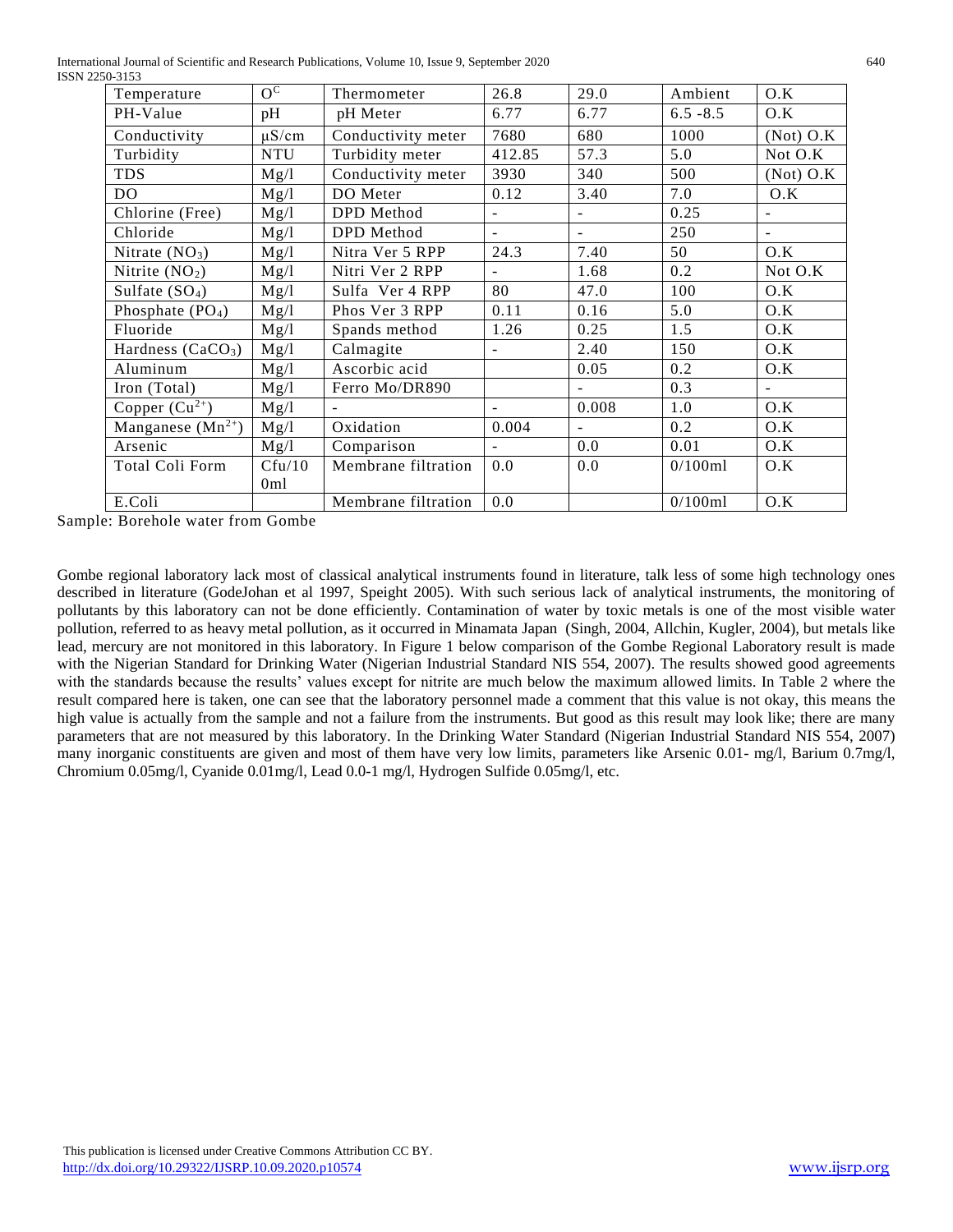| Temperature | $O^C$ | Thermometer | 26.8 | 29.0 | Ambient | O.K |
|---|---|---|---|---|---|---|
| PH-Value | pH | pH Meter | 6.77 | 6.77 | 6.5 -8.5 | O.K |
| Conductivity | μS/cm | Conductivity meter | 7680 | 680 | 1000 | (Not) O.K |
| Turbidity | NTU | Turbidity meter | 412.85 | 57.3 | 5.0 | Not O.K |
| TDS | Mg/l | Conductivity meter | 3930 | 340 | 500 | (Not) O.K |
| DO | Mg/l | DO Meter | 0.12 | 3.40 | 7.0 | O.K |
| Chlorine (Free) | Mg/l | DPD Method | - | - | 0.25 | - |
| Chloride | Mg/l | DPD Method | - | - | 250 | - |
| Nitrate ($NO_3$) | Mg/l | Nitra Ver 5 RPP | 24.3 | 7.40 | 50 | O.K |
| Nitrite ($NO_2$) | Mg/l | Nitri Ver 2 RPP | - | 1.68 | 0.2 | Not O.K |
| Sulfate ($SO_4$) | Mg/l | Sulfa Ver 4 RPP | 80 | 47.0 | 100 | O.K |
| Phosphate ($PO_4$) | Mg/l | Phos Ver 3 RPP | 0.11 | 0.16 | 5.0 | O.K |
| Fluoride | Mg/l | Spands method | 1.26 | 0.25 | 1.5 | O.K |
| Hardness ($CaCO_3$) | Mg/l | Calmagite | - | 2.40 | 150 | O.K |
| Aluminum | Mg/l | Ascorbic acid | | 0.05 | 0.2 | O.K |
| Iron (Total) | Mg/l | Ferro Mo/DR890 | | - | 0.3 | - |
| Copper ($Cu^{2+}$) | Mg/l | - | - | 0.008 | 1.0 | O.K |
| Manganese ($Mn^{2+}$) | Mg/l | Oxidation | 0.004 | - | 0.2 | O.K |
| Arsenic | Mg/l | Comparison | - | 0.0 | 0.01 | O.K |
| Total Coli Form | Cfu/100ml | Membrane filtration | 0.0 | 0.0 | 0/100ml | O.K |
| E.Coli | | Membrane filtration | 0.0 | | 0/100ml | O.K |

Sample: Borehole water from Gombe

Gombe regional laboratory lack most of classical analytical instruments found in literature, talk less of some high technology ones described in literature (GodeJohan et al 1997, Speight 2005). With such serious lack of analytical instruments, the monitoring of pollutants by this laboratory can not be done efficiently. Contamination of water by toxic metals is one of the most visible water pollution, referred to as heavy metal pollution, as it occurred in Minamata Japan (Singh, 2004, Allchin, Kugler, 2004), but metals like lead, mercury are not monitored in this laboratory. In Figure 1 below comparison of the Gombe Regional Laboratory result is made with the Nigerian Standard for Drinking Water (Nigerian Industrial Standard NIS 554, 2007). The results showed good agreements with the standards because the results' values except for nitrite are much below the maximum allowed limits. In Table 2 where the result compared here is taken, one can see that the laboratory personnel made a comment that this value is not okay, this means the high value is actually from the sample and not a failure from the instruments. But good as this result may look like; there are many parameters that are not measured by this laboratory. In the Drinking Water Standard (Nigerian Industrial Standard NIS 554, 2007) many inorganic constituents are given and most of them have very low limits, parameters like Arsenic 0.01- mg/l, Barium 0.7mg/l, Chromium 0.05mg/l, Cyanide 0.01mg/l, Lead 0.0-1 mg/l, Hydrogen Sulfide 0.05mg/l, etc.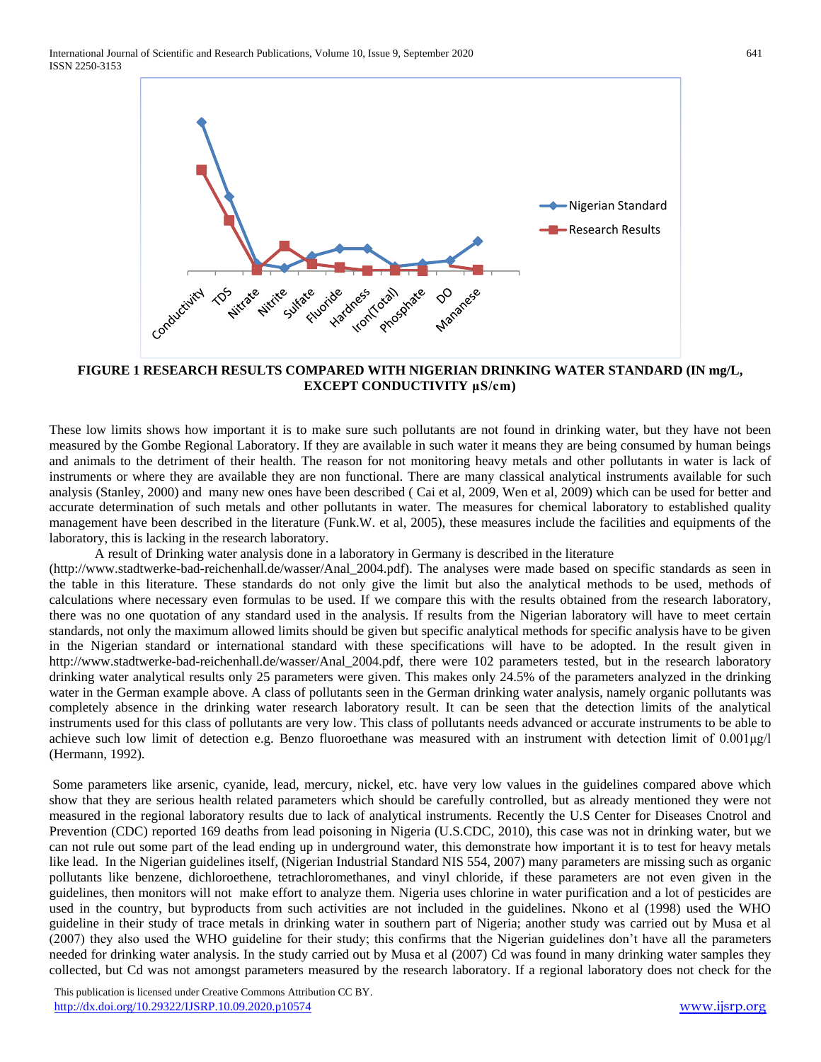FIGURE 1 RESEARCH RESULTS COMPARED WITH NIGERIAN DRINKING WATER STANDARD (IN mg/L, EXCEPT CONDUCTIVITY μS/cm)

These low limits shows how important it is to make sure such pollutants are not found in drinking water, but they have not been measured by the Gombe Regional Laboratory. If they are available in such water it means they are being consumed by human beings and animals to the detriment of their health. The reason for not monitoring heavy metals and other pollutants in water is lack of instruments or where they are available they are non functional. There are many classical analytical instruments available for such analysis (Stanley, 2000) and many new ones have been described ( Cai et al, 2009, Wen et al, 2009) which can be used for better and accurate determination of such metals and other pollutants in water. The measures for chemical laboratory to established quality management have been described in the literature (Funk.W. et al, 2005), these measures include the facilities and equipments of the laboratory, this is lacking in the research laboratory.

A result of Drinking water analysis done in a laboratory in Germany is described in the literature (http://www.stadtwerke-bad-reichenhall.de/wasser/Anal_2004.pdf). The analyses were made based on specific standards as seen in the table in this literature. These standards do not only give the limit but also the analytical methods to be used, methods of calculations where necessary even formulas to be used. If we compare this with the results obtained from the research laboratory, there was no one quotation of any standard used in the analysis. If results from the Nigerian laboratory will have to meet certain standards, not only the maximum allowed limits should be given but specific analytical methods for specific analysis have to be given in the Nigerian standard or international standard with these specifications will have to be adopted. In the result given in http://www.stadtwerke-bad-reichenhall.de/wasser/Anal_2004.pdf, there were 102 parameters tested, but in the research laboratory drinking water analytical results only 25 parameters were given. This makes only 24.5% of the parameters analyzed in the drinking water in the German example above. A class of pollutants seen in the German drinking water analysis, namely organic pollutants was completely absence in the drinking water research laboratory result. It can be seen that the detection limits of the analytical instruments used for this class of pollutants are very low. This class of pollutants needs advanced or accurate instruments to be able to achieve such low limit of detection e.g. Benzo fluoroethane was measured with an instrument with detection limit of 0.001μg/l (Hermann, 1992).

Some parameters like arsenic, cyanide, lead, mercury, nickel, etc. have very low values in the guidelines compared above which show that they are serious health related parameters which should be carefully controlled, but as already mentioned they were not measured in the regional laboratory results due to lack of analytical instruments. Recently the U.S Center for Diseases Cnotrol and Prevention (CDC) reported 169 deaths from lead poisoning in Nigeria (U.S.CDC, 2010), this case was not in drinking water, but we can not rule out some part of the lead ending up in underground water, this demonstrate how important it is to test for heavy metals like lead. In the Nigerian guidelines itself, (Nigerian Industrial Standard NIS 554, 2007) many parameters are missing such as organic pollutants like benzene, dichloroethene, tetrachloromethanes, and vinyl chloride, if these parameters are not even given in the guidelines, then monitors will not make effort to analyze them. Nigeria uses chlorine in water purification and a lot of pesticides are used in the country, but byproducts from such activities are not included in the guidelines. Nkono et al (1998) used the WHO guideline in their study of trace metals in drinking water in southern part of Nigeria; another study was carried out by Musa et al (2007) they also used the WHO guideline for their study; this confirms that the Nigerian guidelines don't have all the parameters needed for drinking water analysis. In the study carried out by Musa et al (2007) Cd was found in many drinking water samples they collected, but Cd was not amongst parameters measured by the research laboratory. If a regional laboratory does not check for the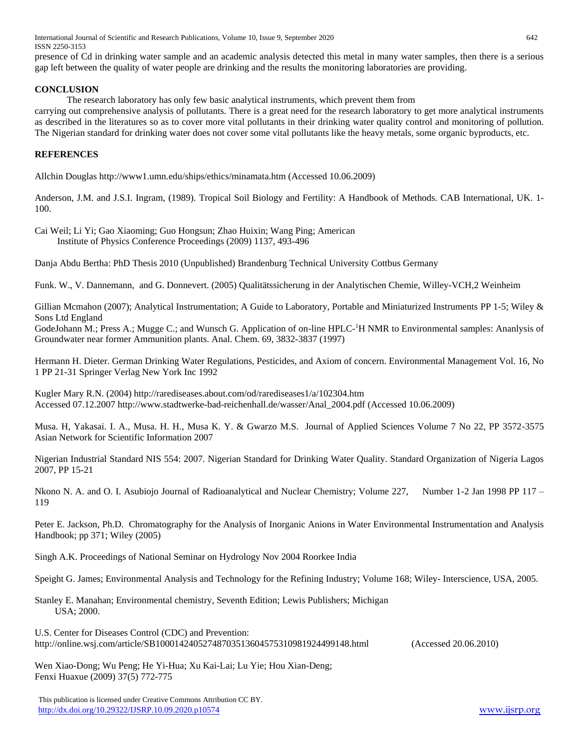presence of Cd in drinking water sample and an academic analysis detected this metal in many water samples, then there is a serious gap left between the quality of water people are drinking and the results the monitoring laboratories are providing.

## CONCLUSION

The research laboratory has only few basic analytical instruments, which prevent them from carrying out comprehensive analysis of pollutants. There is a great need for the research laboratory to get more analytical instruments as described in the literatures so as to cover more vital pollutants in their drinking water quality control and monitoring of pollution. The Nigerian standard for drinking water does not cover some vital pollutants like the heavy metals, some organic byproducts, etc.

## REFERENCES

Allchin Douglas http://www1.umn.edu/ships/ethics/minamata.htm (Accessed 10.06.2009)

Anderson, J.M. and J.S.I. Ingram, (1989). Tropical Soil Biology and Fertility: A Handbook of Methods. CAB International, UK. 1-100.

Cai Weil; Li Yi; Gao Xiaoming; Guo Hongsun; Zhao Huixin; Wang Ping; American Institute of Physics Conference Proceedings (2009) 1137, 493-496

Danja Abdu Bertha: PhD Thesis 2010 (Unpublished) Brandenburg Technical University Cottbus Germany

Funk. W., V. Dannemann, and G. Donnevert. (2005) Qualitätssicherung in der Analytischen Chemie, Willey-VCH,2 Weinheim

Gillian Mcmahon (2007); Analytical Instrumentation; A Guide to Laboratory, Portable and Miniaturized Instruments PP 1-5; Wiley & Sons Ltd England

GodeJohann M.; Press A.; Mugge C.; and Wunsch G. Application of on-line HPLC-$^1$H NMR to Environmental samples: Ananlysis of Groundwater near former Ammunition plants. Anal. Chem. 69, 3832-3837 (1997)

Hermann H. Dieter. German Drinking Water Regulations, Pesticides, and Axiom of concern. Environmental Management Vol. 16, No 1 PP 21-31 Springer Verlag New York Inc 1992

Kugler Mary R.N. (2004) http://rarediseases.about.com/od/rarediseases1/a/102304.htm Accessed 07.12.2007 http://www.stadtwerke-bad-reichenhall.de/wasser/Anal_2004.pdf (Accessed 10.06.2009)

Musa. H, Yakasai. I. A., Musa. H. H., Musa K. Y. & Gwarzo M.S. Journal of Applied Sciences Volume 7 No 22, PP 3572-3575 Asian Network for Scientific Information 2007

Nigerian Industrial Standard NIS 554: 2007. Nigerian Standard for Drinking Water Quality. Standard Organization of Nigeria Lagos 2007, PP 15-21

Nkono N. A. and O. I. Asubiojo Journal of Radioanalytical and Nuclear Chemistry; Volume 227, Number 1-2 Jan 1998 PP 117 – 119

Peter E. Jackson, Ph.D. Chromatography for the Analysis of Inorganic Anions in Water Environmental Instrumentation and Analysis Handbook; pp 371; Wiley (2005)

Singh A.K. Proceedings of National Seminar on Hydrology Nov 2004 Roorkee India

Speight G. James; Environmental Analysis and Technology for the Refining Industry; Volume 168; Wiley- Interscience, USA, 2005.

Stanley E. Manahan; Environmental chemistry, Seventh Edition; Lewis Publishers; Michigan USA; 2000.

U.S. Center for Diseases Control (CDC) and Prevention: http://online.wsj.com/article/SB10001424052748703513604575310981924499148.html (Accessed 20.06.2010)

Wen Xiao-Dong; Wu Peng; He Yi-Hua; Xu Kai-Lai; Lu Yie; Hou Xian-Deng; Fenxi Huaxue (2009) 37(5) 772-775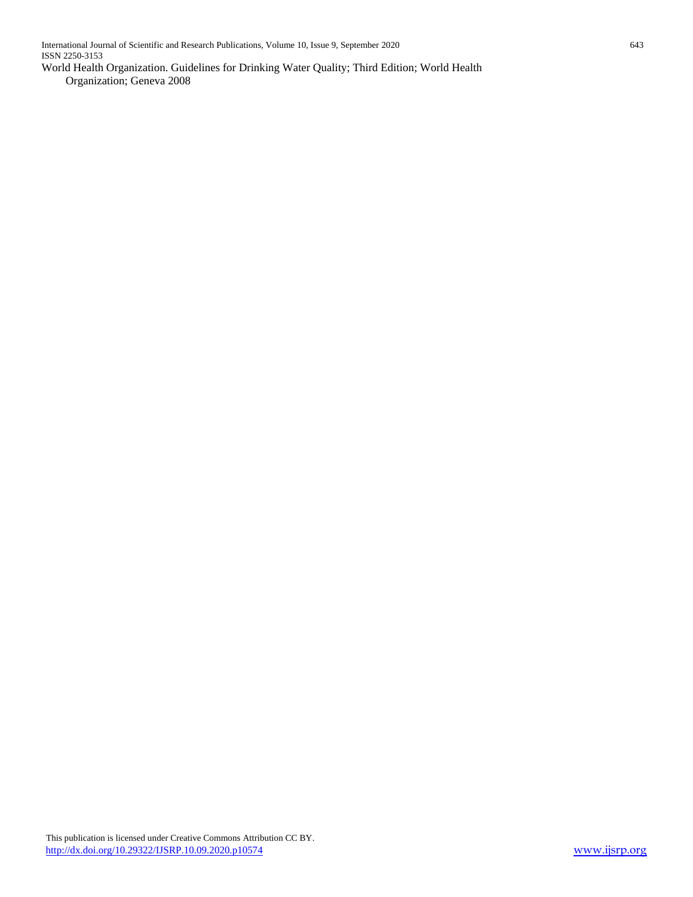World Health Organization. Guidelines for Drinking Water Quality; Third Edition; World Health Organization; Geneva 2008